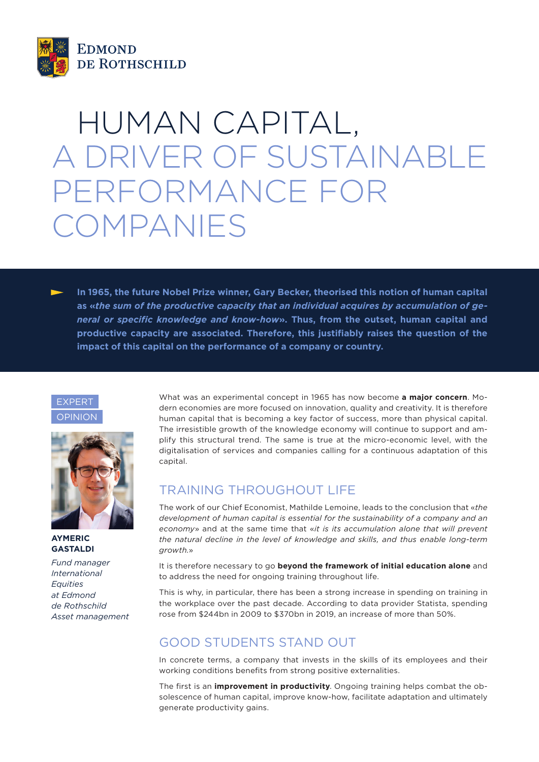EDMOND DE ROTHSCHILD

# HUMAN CAPITAL, A DRIVER OF SUSTAINABLE PERFORMANCE FOR COMPANIES

**In 1965, the future Nobel Prize winner, Gary Becker, theorised this notion of human capital as «*the sum of the productive capacity that an individual acquires by accumulation of general or specific knowledge and know-how*». Thus, from the outset, human capital and productive capacity are associated. Therefore, this justifiably raises the question of the impact of this capital on the performance of a company or country.**

EXPERT OPINION

**AYMERIC GASTALDI**

*Fund manager International Equities at Edmond de Rothschild Asset management*

What was an experimental concept in 1965 has now become **a major concern**. Modern economies are more focused on innovation, quality and creativity. It is therefore human capital that is becoming a key factor of success, more than physical capital. The irresistible growth of the knowledge economy will continue to support and amplify this structural trend. The same is true at the micro-economic level, with the digitalisation of services and companies calling for a continuous adaptation of this capital.

## TRAINING THROUGHOUT LIFE

The work of our Chief Economist, Mathilde Lemoine, leads to the conclusion that «*the development of human capital is essential for the sustainability of a company and an economy*» and at the same time that «*it is its accumulation alone that will prevent the natural decline in the level of knowledge and skills, and thus enable long-term growth.*»

It is therefore necessary to go **beyond the framework of initial education alone** and to address the need for ongoing training throughout life.

This is why, in particular, there has been a strong increase in spending on training in the workplace over the past decade. According to data provider Statista, spending rose from $244bn in 2009 to $370bn in 2019, an increase of more than 50%.

## GOOD STUDENTS STAND OUT

In concrete terms, a company that invests in the skills of its employees and their working conditions benefits from strong positive externalities.

The first is an **improvement in productivity**. Ongoing training helps combat the obsolescence of human capital, improve know-how, facilitate adaptation and ultimately generate productivity gains.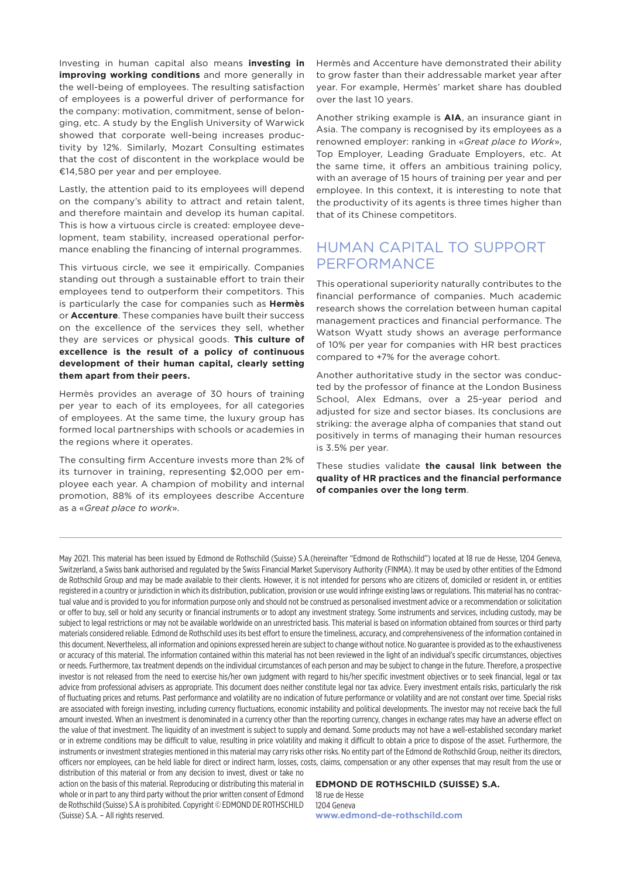Investing in human capital also means **investing in improving working conditions** and more generally in the well-being of employees. The resulting satisfaction of employees is a powerful driver of performance for the company: motivation, commitment, sense of belonging, etc. A study by the English University of Warwick showed that corporate well-being increases productivity by 12%. Similarly, Mozart Consulting estimates that the cost of discontent in the workplace would be €14,580 per year and per employee.

Lastly, the attention paid to its employees will depend on the company's ability to attract and retain talent, and therefore maintain and develop its human capital. This is how a virtuous circle is created: employee development, team stability, increased operational performance enabling the financing of internal programmes.

This virtuous circle, we see it empirically. Companies standing out through a sustainable effort to train their employees tend to outperform their competitors. This is particularly the case for companies such as **Hermès** or **Accenture**. These companies have built their success on the excellence of the services they sell, whether they are services or physical goods. **This culture of excellence is the result of a policy of continuous development of their human capital, clearly setting them apart from their peers.**

Hermès provides an average of 30 hours of training per year to each of its employees, for all categories of employees. At the same time, the luxury group has formed local partnerships with schools or academies in the regions where it operates.

The consulting firm Accenture invests more than 2% of its turnover in training, representing $2,000 per employee each year. A champion of mobility and internal promotion, 88% of its employees describe Accenture as a «*Great place to work*».

Hermès and Accenture have demonstrated their ability to grow faster than their addressable market year after year. For example, Hermès' market share has doubled over the last 10 years.

Another striking example is **AIA**, an insurance giant in Asia. The company is recognised by its employees as a renowned employer: ranking in «*Great place to Work*», Top Employer, Leading Graduate Employers, etc. At the same time, it offers an ambitious training policy, with an average of 15 hours of training per year and per employee. In this context, it is interesting to note that the productivity of its agents is three times higher than that of its Chinese competitors.

## HUMAN CAPITAL TO SUPPORT PERFORMANCE

This operational superiority naturally contributes to the financial performance of companies. Much academic research shows the correlation between human capital management practices and financial performance. The Watson Wyatt study shows an average performance of 10% per year for companies with HR best practices compared to +7% for the average cohort.

Another authoritative study in the sector was conducted by the professor of finance at the London Business School, Alex Edmans, over a 25-year period and adjusted for size and sector biases. Its conclusions are striking: the average alpha of companies that stand out positively in terms of managing their human resources is 3.5% per year.

These studies validate **the causal link between the quality of HR practices and the financial performance of companies over the long term**.

---

May 2021. This material has been issued by Edmond de Rothschild (Suisse) S.A.(hereinafter "Edmond de Rothschild") located at 18 rue de Hesse, 1204 Geneva, Switzerland, a Swiss bank authorised and regulated by the Swiss Financial Market Supervisory Authority (FINMA). It may be used by other entities of the Edmond de Rothschild Group and may be made available to their clients. However, it is not intended for persons who are citizens of, domiciled or resident in, or entities registered in a country or jurisdiction in which its distribution, publication, provision or use would infringe existing laws or regulations. This material has no contractual value and is provided to you for information purpose only and should not be construed as personalised investment advice or a recommendation or solicitation or offer to buy, sell or hold any security or financial instruments or to adopt any investment strategy. Some instruments and services, including custody, may be subject to legal restrictions or may not be available worldwide on an unrestricted basis. This material is based on information obtained from sources or third party materials considered reliable. Edmond de Rothschild uses its best effort to ensure the timeliness, accuracy, and comprehensiveness of the information contained in this document. Nevertheless, all information and opinions expressed herein are subject to change without notice. No guarantee is provided as to the exhaustiveness or accuracy of this material. The information contained within this material has not been reviewed in the light of an individual's specific circumstances, objectives or needs. Furthermore, tax treatment depends on the individual circumstances of each person and may be subject to change in the future. Therefore, a prospective investor is not released from the need to exercise his/her own judgment with regard to his/her specific investment objectives or to seek financial, legal or tax advice from professional advisers as appropriate. This document does neither constitute legal nor tax advice. Every investment entails risks, particularly the risk of fluctuating prices and returns. Past performance and volatility are no indication of future performance or volatility and are not constant over time. Special risks are associated with foreign investing, including currency fluctuations, economic instability and political developments. The investor may not receive back the full amount invested. When an investment is denominated in a currency other than the reporting currency, changes in exchange rates may have an adverse effect on the value of that investment. The liquidity of an investment is subject to supply and demand. Some products may not have a well-established secondary market or in extreme conditions may be difficult to value, resulting in price volatility and making it difficult to obtain a price to dispose of the asset. Furthermore, the instruments or investment strategies mentioned in this material may carry risks other risks. No entity part of the Edmond de Rothschild Group, neither its directors, officers nor employees, can be held liable for direct or indirect harm, losses, costs, claims, compensation or any other expenses that may result from the use or distribution of this material or from any decision to invest, divest or take no action on the basis of this material. Reproducing or distributing this material in whole or in part to any third party without the prior written consent of Edmond de Rothschild (Suisse) S.A is prohibited. Copyright © EDMOND DE ROTHSCHILD (Suisse) S.A. – All rights reserved.

**EDMOND DE ROTHSCHILD (SUISSE) S.A.**
18 rue de Hesse
1204 Geneva
**www.edmond-de-rothschild.com**